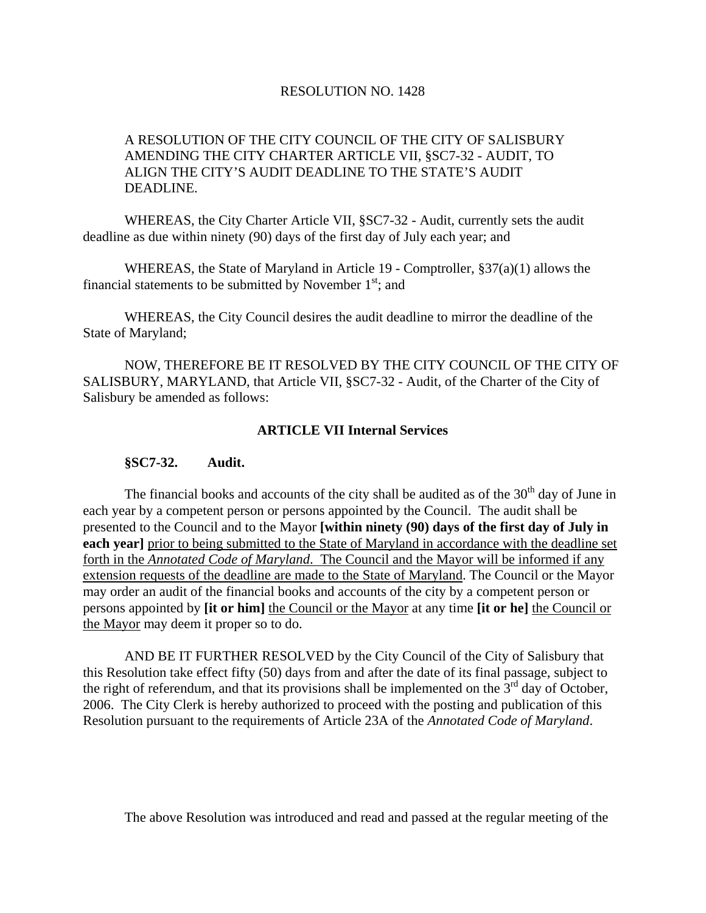RESOLUTION NO. 1428

A RESOLUTION OF THE CITY COUNCIL OF THE CITY OF SALISBURY AMENDING THE CITY CHARTER ARTICLE VII, §SC7-32 - AUDIT, TO ALIGN THE CITY'S AUDIT DEADLINE TO THE STATE'S AUDIT DEADLINE.

WHEREAS, the City Charter Article VII, §SC7-32 - Audit, currently sets the audit deadline as due within ninety (90) days of the first day of July each year; and

WHEREAS, the State of Maryland in Article 19 - Comptroller, §37(a)(1) allows the financial statements to be submitted by November 1st; and

WHEREAS, the City Council desires the audit deadline to mirror the deadline of the State of Maryland;

NOW, THEREFORE BE IT RESOLVED BY THE CITY COUNCIL OF THE CITY OF SALISBURY, MARYLAND, that Article VII, §SC7-32 - Audit, of the Charter of the City of Salisbury be amended as follows:

**ARTICLE VII Internal Services**

**§SC7-32. Audit.**

The financial books and accounts of the city shall be audited as of the 30th day of June in each year by a competent person or persons appointed by the Council. The audit shall be presented to the Council and to the Mayor **[within ninety (90) days of the first day of July in each year]** <u>prior to being submitted to the State of Maryland in accordance with the deadline set forth in the *Annotated Code of Maryland*. The Council and the Mayor will be informed if any extension requests of the deadline are made to the State of Maryland</u>. The Council or the Mayor may order an audit of the financial books and accounts of the city by a competent person or persons appointed by **[it or him]** <u>the Council or the Mayor</u> at any time **[it or he]** <u>the Council or the Mayor</u> may deem it proper so to do.

AND BE IT FURTHER RESOLVED by the City Council of the City of Salisbury that this Resolution take effect fifty (50) days from and after the date of its final passage, subject to the right of referendum, and that its provisions shall be implemented on the 3rd day of October, 2006. The City Clerk is hereby authorized to proceed with the posting and publication of this Resolution pursuant to the requirements of Article 23A of the *Annotated Code of Maryland*.

The above Resolution was introduced and read and passed at the regular meeting of the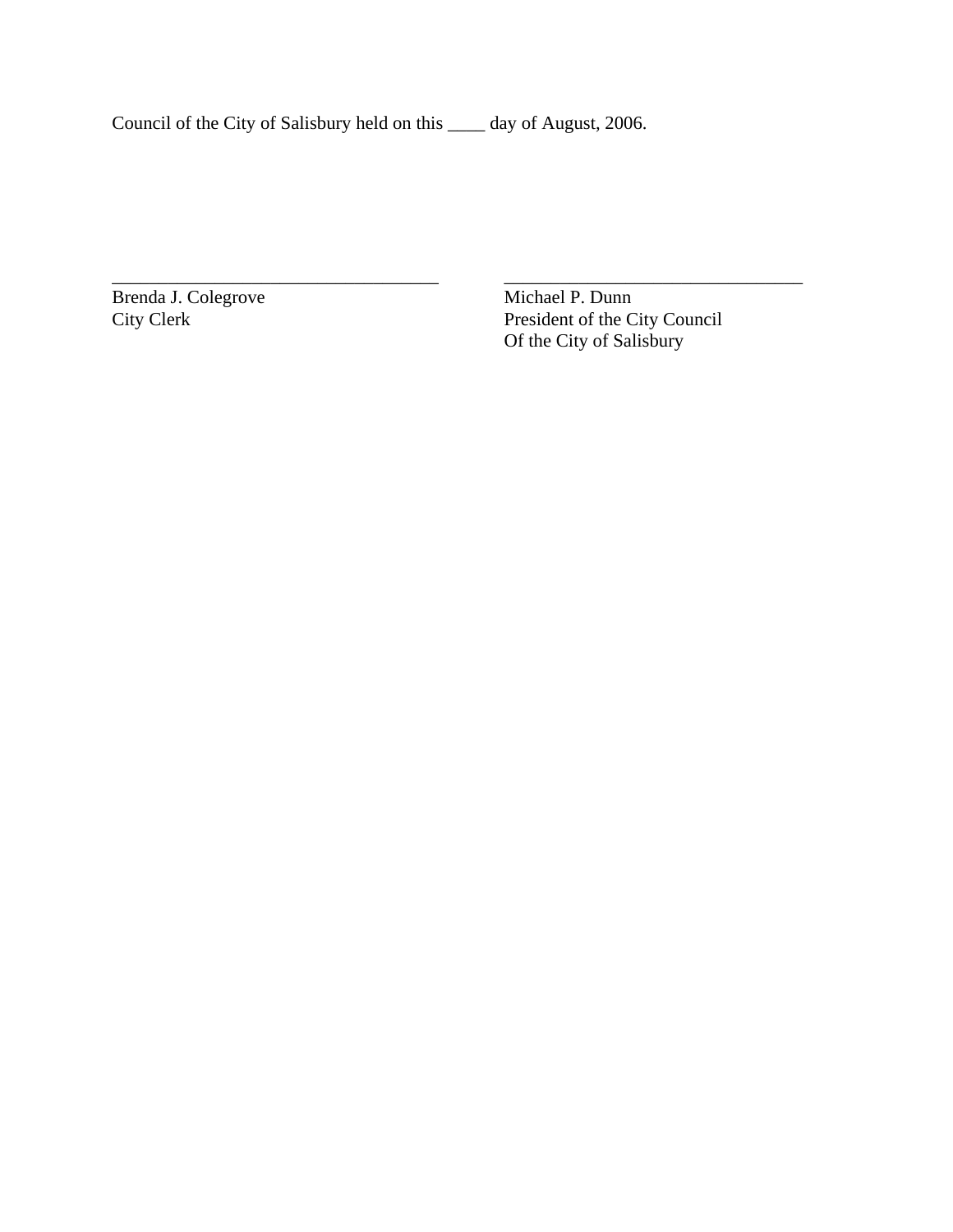Council of the City of Salisbury held on this ____ day of August, 2006.

| | |
|---|---|
| ____________________________________ | _________________________________ |
| Brenda J. Colegrove | Michael P. Dunn |
| City Clerk | President of the City Council |
| | Of the City of Salisbury |